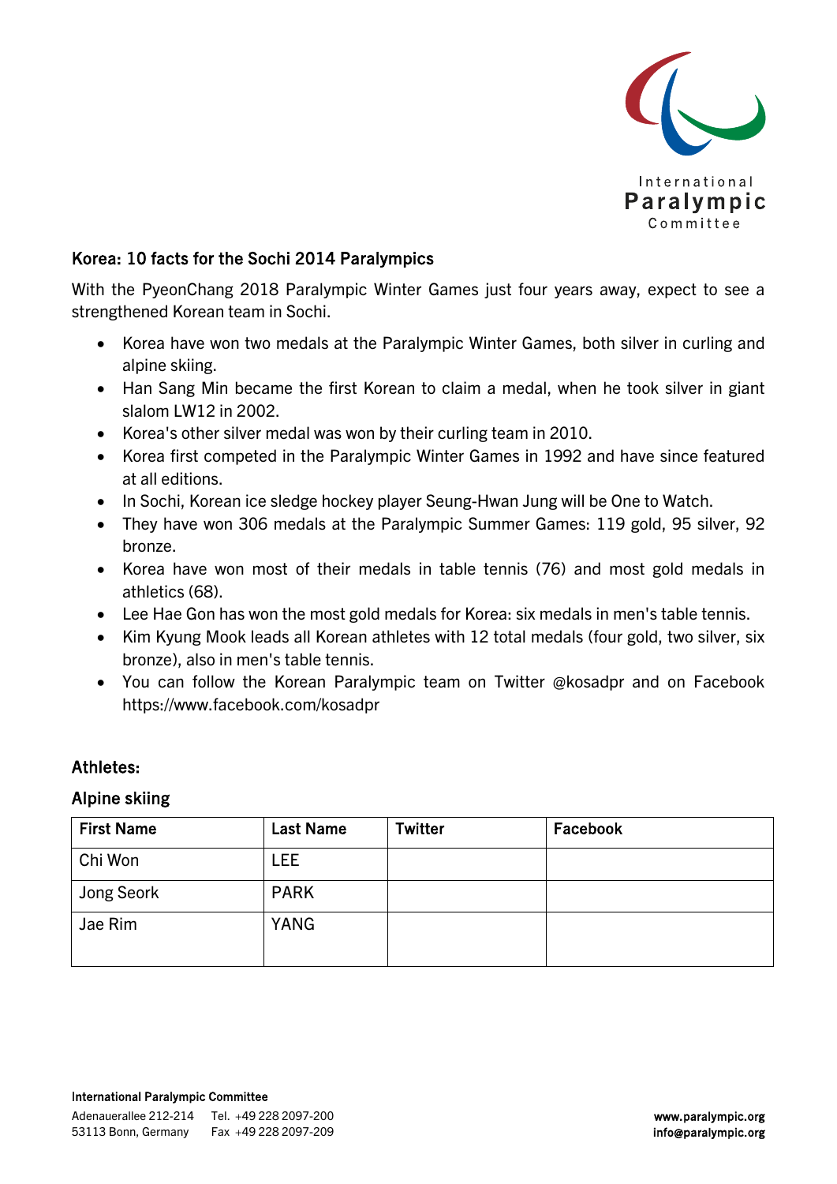## Korea: 10 facts for the Sochi 2014 Paralympics

With the PyeonChang 2018 Paralympic Winter Games just four years away, expect to see a strengthened Korean team in Sochi.

- Korea have won two medals at the Paralympic Winter Games, both silver in curling and alpine skiing.
- Han Sang Min became the first Korean to claim a medal, when he took silver in giant slalom LW12 in 2002.
- Korea's other silver medal was won by their curling team in 2010.
- Korea first competed in the Paralympic Winter Games in 1992 and have since featured at all editions.
- In Sochi, Korean ice sledge hockey player Seung-Hwan Jung will be One to Watch.
- They have won 306 medals at the Paralympic Summer Games: 119 gold, 95 silver, 92 bronze.
- Korea have won most of their medals in table tennis (76) and most gold medals in athletics (68).
- Lee Hae Gon has won the most gold medals for Korea: six medals in men's table tennis.
- Kim Kyung Mook leads all Korean athletes with 12 total medals (four gold, two silver, six bronze), also in men's table tennis.
- You can follow the Korean Paralympic team on Twitter @kosadpr and on Facebook https://www.facebook.com/kosadpr

### Athletes:

### Alpine skiing

| First Name | Last Name | Twitter | Facebook |
|---|---|---|---|
| Chi Won | LEE | | |
| Jong Seork | PARK | | |
| Jae Rim | YANG | | |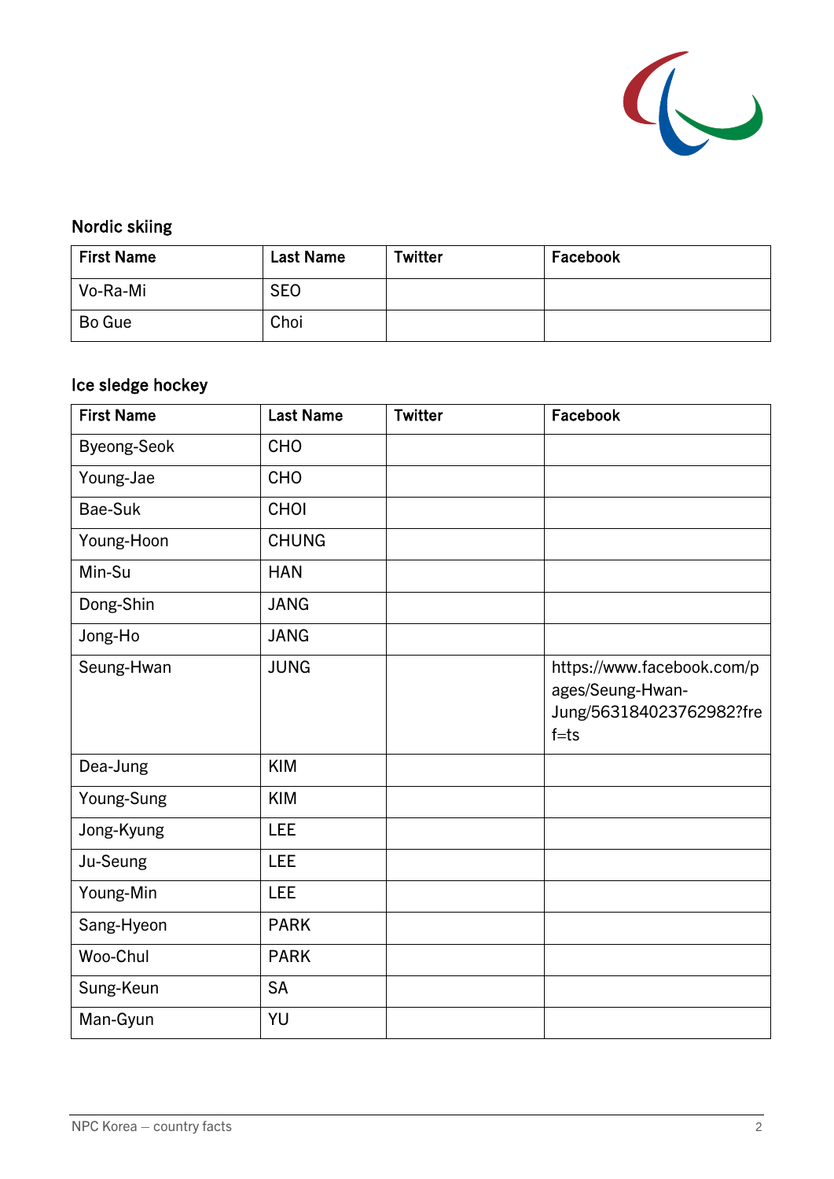## Nordic skiing

| First Name | Last Name | Twitter | Facebook |
|---|---|---|---|
| Vo-Ra-Mi | SEO | | |
| Bo Gue | Choi | | |

## Ice sledge hockey

| First Name | Last Name | Twitter | Facebook |
|---|---|---|---|
| Byeong-Seok | CHO | | |
| Young-Jae | CHO | | |
| Bae-Suk | CHOI | | |
| Young-Hoon | CHUNG | | |
| Min-Su | HAN | | |
| Dong-Shin | JANG | | |
| Jong-Ho | JANG | | |
| Seung-Hwan | JUNG | | https://www.facebook.com/pages/Seung-Hwan-Jung/563184023762982?fref=ts |
| Dea-Jung | KIM | | |
| Young-Sung | KIM | | |
| Jong-Kyung | LEE | | |
| Ju-Seung | LEE | | |
| Young-Min | LEE | | |
| Sang-Hyeon | PARK | | |
| Woo-Chul | PARK | | |
| Sung-Keun | SA | | |
| Man-Gyun | YU | | |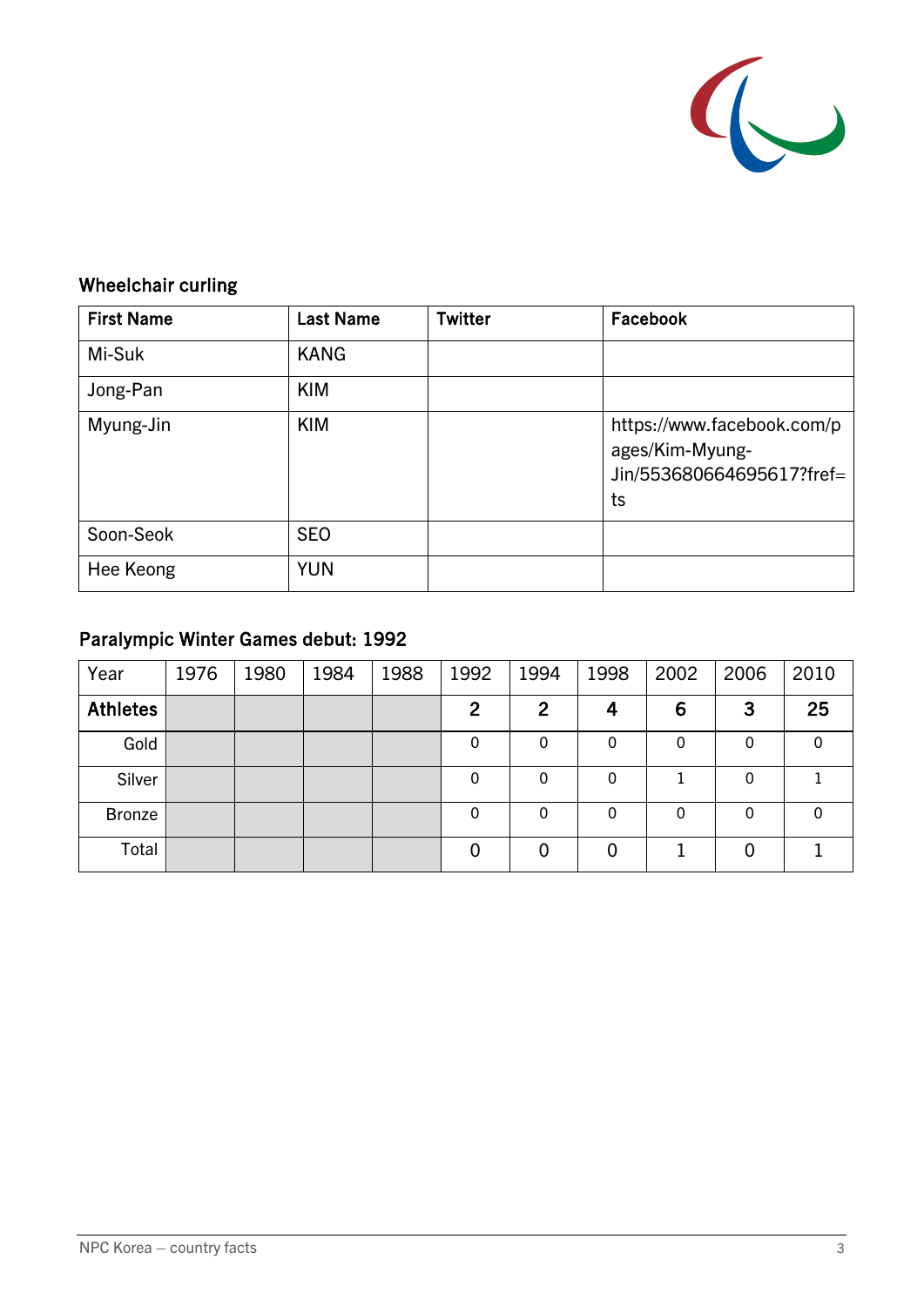### Wheelchair curling

| First Name | Last Name | Twitter | Facebook |
|---|---|---|---|
| Mi-Suk | KANG | | |
| Jong-Pan | KIM | | |
| Myung-Jin | KIM | | https://www.facebook.com/pages/Kim-Myung-Jin/553680664695617?fref=ts |
| Soon-Seok | SEO | | |
| Hee Keong | YUN | | |

### Paralympic Winter Games debut: 1992

| Year | 1976 | 1980 | 1984 | 1988 | 1992 | 1994 | 1998 | 2002 | 2006 | 2010 |
|---|---|---|---|---|---|---|---|---|---|---|
| **Athletes** | | | | | **2** | **2** | **4** | **6** | **3** | **25** |
| Gold | | | | | 0 | 0 | 0 | 0 | 0 | 0 |
| Silver | | | | | 0 | 0 | 0 | 1 | 0 | 1 |
| Bronze | | | | | 0 | 0 | 0 | 0 | 0 | 0 |
| Total | | | | | 0 | 0 | 0 | 1 | 0 | 1 |